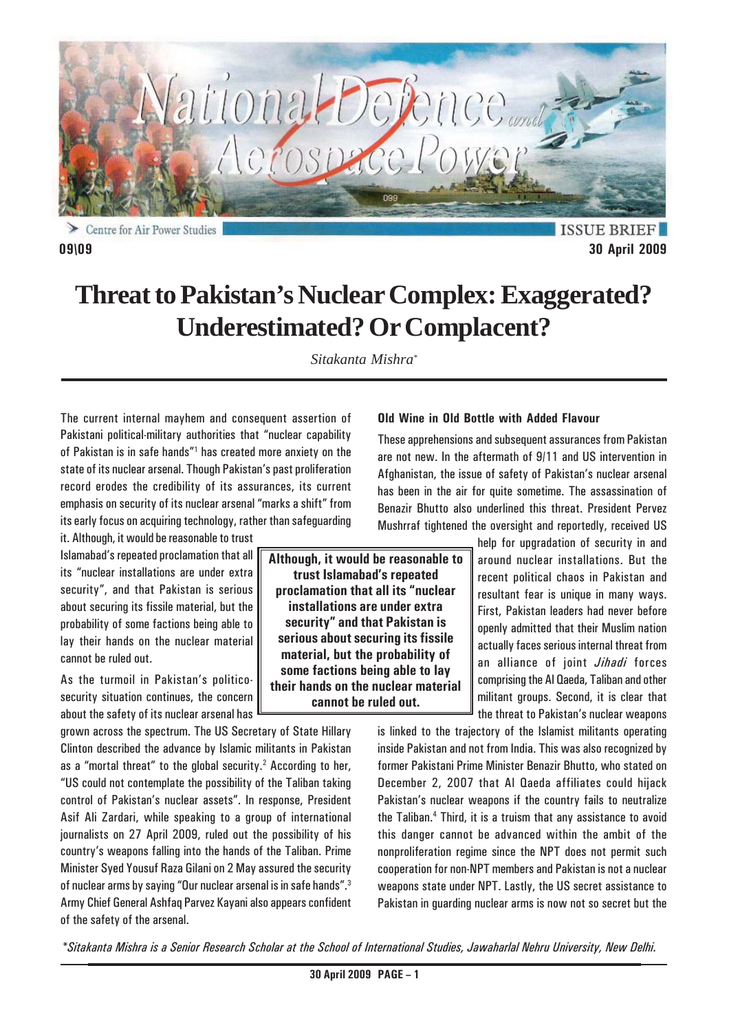Centre for Air Power Studies

ISSUE BRIEF

09\09

30 April 2009

# Threat to Pakistan's Nuclear Complex: Exaggerated? Underestimated? Or Complacent?

*Sitakanta Mishra**

The current internal mayhem and consequent assertion of Pakistani political-military authorities that "nuclear capability of Pakistan is in safe hands"[1] has created more anxiety on the state of its nuclear arsenal. Though Pakistan's past proliferation record erodes the credibility of its assurances, its current emphasis on security of its nuclear arsenal "marks a shift" from its early focus on acquiring technology, rather than safeguarding it. Although, it would be reasonable to trust Islamabad's repeated proclamation that all its "nuclear installations are under extra security", and that Pakistan is serious about securing its fissile material, but the probability of some factions being able to lay their hands on the nuclear material cannot be ruled out.

**Although, it would be reasonable to trust Islamabad's repeated proclamation that all its "nuclear installations are under extra security" and that Pakistan is serious about securing its fissile material, but the probability of some factions being able to lay their hands on the nuclear material cannot be ruled out.**

As the turmoil in Pakistan's politico-security situation continues, the concern about the safety of its nuclear arsenal has grown across the spectrum. The US Secretary of State Hillary Clinton described the advance by Islamic militants in Pakistan as a "mortal threat" to the global security.[2] According to her, "US could not contemplate the possibility of the Taliban taking control of Pakistan's nuclear assets". In response, President Asif Ali Zardari, while speaking to a group of international journalists on 27 April 2009, ruled out the possibility of his country's weapons falling into the hands of the Taliban. Prime Minister Syed Yousuf Raza Gilani on 2 May assured the security of nuclear arms by saying "Our nuclear arsenal is in safe hands".[3] Army Chief General Ashfaq Parvez Kayani also appears confident of the safety of the arsenal.

## Old Wine in Old Bottle with Added Flavour

These apprehensions and subsequent assurances from Pakistan are not new. In the aftermath of 9/11 and US intervention in Afghanistan, the issue of safety of Pakistan's nuclear arsenal has been in the air for quite sometime. The assassination of Benazir Bhutto also underlined this threat. President Pervez Mushrraf tightened the oversight and reportedly, received US help for upgradation of security in and around nuclear installations. But the recent political chaos in Pakistan and resultant fear is unique in many ways. First, Pakistan leaders had never before openly admitted that their Muslim nation actually faces serious internal threat from an alliance of joint *Jihadi* forces comprising the Al Qaeda, Taliban and other militant groups. Second, it is clear that the threat to Pakistan's nuclear weapons is linked to the trajectory of the Islamist militants operating inside Pakistan and not from India. This was also recognized by former Pakistani Prime Minister Benazir Bhutto, who stated on December 2, 2007 that Al Qaeda affiliates could hijack Pakistan's nuclear weapons if the country fails to neutralize the Taliban.[4] Third, it is a truism that any assistance to avoid this danger cannot be advanced within the ambit of the nonproliferation regime since the NPT does not permit such cooperation for non-NPT members and Pakistan is not a nuclear weapons state under NPT. Lastly, the US secret assistance to Pakistan in guarding nuclear arms is now not so secret but the

**Sitakanta Mishra is a Senior Research Scholar at the School of International Studies, Jawaharlal Nehru University, New Delhi.*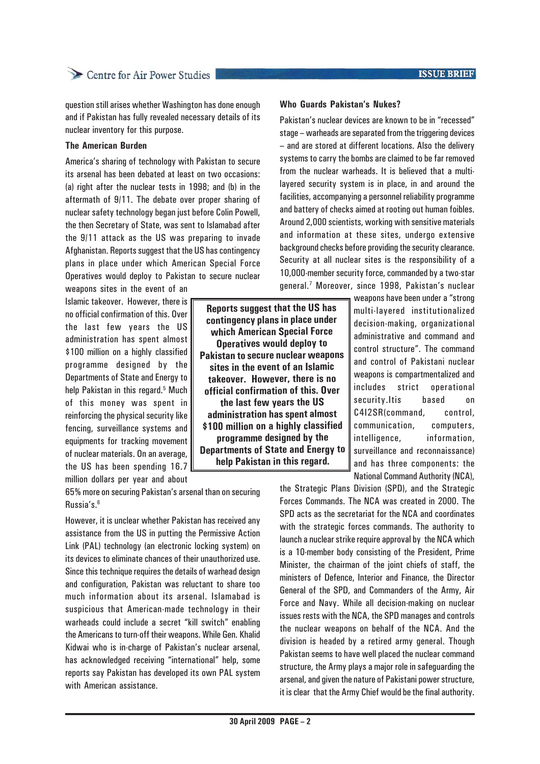question still arises whether Washington has done enough and if Pakistan has fully revealed necessary details of its nuclear inventory for this purpose.

**The American Burden**

America's sharing of technology with Pakistan to secure its arsenal has been debated at least on two occasions: (a) right after the nuclear tests in 1998; and (b) in the aftermath of 9/11. The debate over proper sharing of nuclear safety technology began just before Colin Powell, the then Secretary of State, was sent to Islamabad after the 9/11 attack as the US was preparing to invade Afghanistan. Reports suggest that the US has contingency plans in place under which American Special Force Operatives would deploy to Pakistan to secure nuclear weapons sites in the event of an Islamic takeover. However, there is no official confirmation of this. Over the last few years the US administration has spent almost $100 million on a highly classified programme designed by the Departments of State and Energy to help Pakistan in this regard.[5] Much of this money was spent in reinforcing the physical security like fencing, surveillance systems and equipments for tracking movement of nuclear materials. On an average, the US has been spending 16.7 million dollars per year and about 65% more on securing Pakistan's arsenal than on securing Russia's.[6]

**Reports suggest that the US has contingency plans in place under which American Special Force Operatives would deploy to Pakistan to secure nuclear weapons sites in the event of an Islamic takeover. However, there is no official confirmation of this. Over the last few years the US administration has spent almost $100 million on a highly classified programme designed by the Departments of State and Energy to help Pakistan in this regard.**

However, it is unclear whether Pakistan has received any assistance from the US in putting the Permissive Action Link (PAL) technology (an electronic locking system) on its devices to eliminate chances of their unauthorized use. Since this technique requires the details of warhead design and configuration, Pakistan was reluctant to share too much information about its arsenal. Islamabad is suspicious that American-made technology in their warheads could include a secret "kill switch" enabling the Americans to turn-off their weapons. While Gen. Khalid Kidwai who is in-charge of Pakistan's nuclear arsenal, has acknowledged receiving "international" help, some reports say Pakistan has developed its own PAL system with American assistance.

**Who Guards Pakistan's Nukes?**

Pakistan's nuclear devices are known to be in "recessed" stage – warheads are separated from the triggering devices – and are stored at different locations. Also the delivery systems to carry the bombs are claimed to be far removed from the nuclear warheads. It is believed that a multi-layered security system is in place, in and around the facilities, accompanying a personnel reliability programme and battery of checks aimed at rooting out human foibles. Around 2,000 scientists, working with sensitive materials and information at these sites, undergo extensive background checks before providing the security clearance. Security at all nuclear sites is the responsibility of a 10,000-member security force, commanded by a two-star general.[7] Moreover, since 1998, Pakistan's nuclear weapons have been under a "strong multi-layered institutionalized decision-making, organizational administrative and command and control structure". The command and control of Pakistani nuclear weapons is compartmentalized and includes strict operational security.Itis based on C4I2SR(command, control, communication, computers, intelligence, information, surveillance and reconnaissance) and has three components: the National Command Authority (NCA), the Strategic Plans Division (SPD), and the Strategic Forces Commands. The NCA was created in 2000. The SPD acts as the secretariat for the NCA and coordinates with the strategic forces commands. The authority to launch a nuclear strike require approval by the NCA which is a 10-member body consisting of the President, Prime Minister, the chairman of the joint chiefs of staff, the ministers of Defence, Interior and Finance, the Director General of the SPD, and Commanders of the Army, Air Force and Navy. While all decision-making on nuclear issues rests with the NCA, the SPD manages and controls the nuclear weapons on behalf of the NCA. And the division is headed by a retired army general. Though Pakistan seems to have well placed the nuclear command structure, the Army plays a major role in safeguarding the arsenal, and given the nature of Pakistani power structure, it is clear that the Army Chief would be the final authority.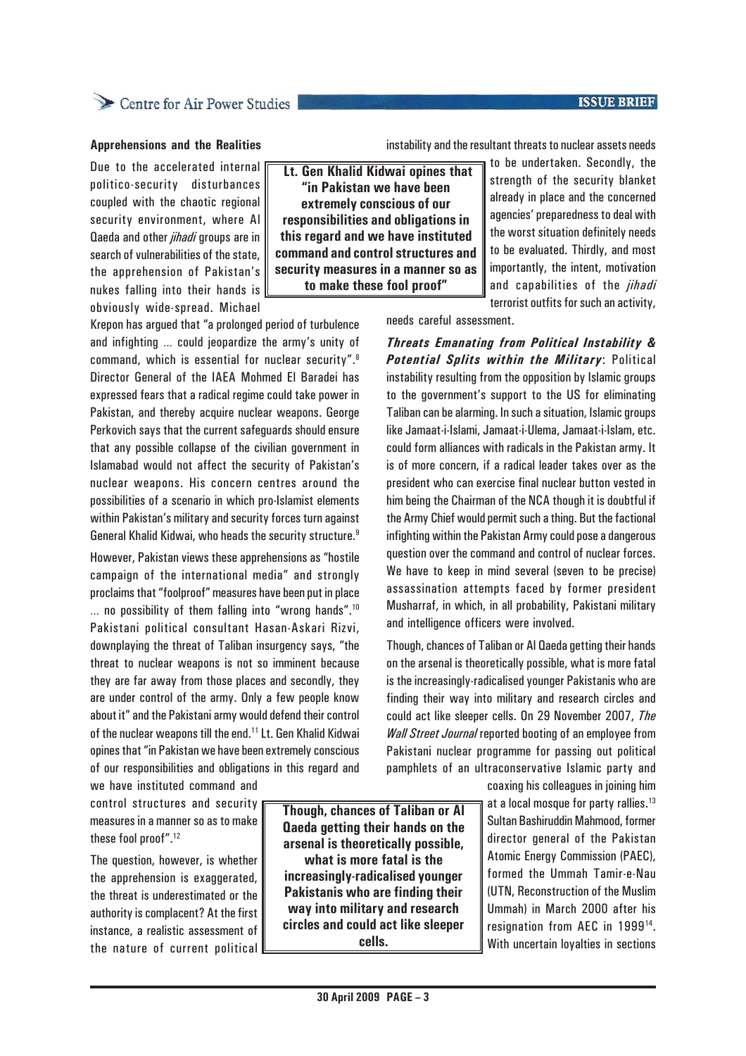**Apprehensions and the Realities**

Due to the accelerated internal politico-security disturbances coupled with the chaotic regional security environment, where Al Qaeda and other *jihadi* groups are in search of vulnerabilities of the state, the apprehension of Pakistan's nukes falling into their hands is obviously wide-spread. Michael Krepon has argued that "a prolonged period of turbulence and infighting … could jeopardize the army's unity of command, which is essential for nuclear security".[8] Director General of the IAEA Mohmed El Baradei has expressed fears that a radical regime could take power in Pakistan, and thereby acquire nuclear weapons. George Perkovich says that the current safeguards should ensure that any possible collapse of the civilian government in Islamabad would not affect the security of Pakistan's nuclear weapons. His concern centres around the possibilities of a scenario in which pro-Islamist elements within Pakistan's military and security forces turn against General Khalid Kidwai, who heads the security structure.[9]

**Lt. Gen Khalid Kidwai opines that "in Pakistan we have been extremely conscious of our responsibilities and obligations in this regard and we have instituted command and control structures and security measures in a manner so as to make these fool proof"**

However, Pakistan views these apprehensions as "hostile campaign of the international media" and strongly proclaims that "foolproof" measures have been put in place … no possibility of them falling into "wrong hands".[10] Pakistani political consultant Hasan-Askari Rizvi, downplaying the threat of Taliban insurgency says, "the threat to nuclear weapons is not so imminent because they are far away from those places and secondly, they are under control of the army. Only a few people know about it" and the Pakistani army would defend their control of the nuclear weapons till the end.[11] Lt. Gen Khalid Kidwai opines that "in Pakistan we have been extremely conscious of our responsibilities and obligations in this regard and we have instituted command and control structures and security measures in a manner so as to make these fool proof".[12]

The question, however, is whether the apprehension is exaggerated, the threat is underestimated or the authority is complacent? At the first instance, a realistic assessment of the nature of current political instability and the resultant threats to nuclear assets needs to be undertaken. Secondly, the strength of the security blanket already in place and the concerned agencies' preparedness to deal with the worst situation definitely needs to be evaluated. Thirdly, and most importantly, the intent, motivation and capabilities of the *jihadi* terrorist outfits for such an activity, needs careful assessment.

***Threats Emanating from Political Instability & Potential Splits within the Military***: Political instability resulting from the opposition by Islamic groups to the government's support to the US for eliminating Taliban can be alarming. In such a situation, Islamic groups like Jamaat-i-Islami, Jamaat-i-Ulema, Jamaat-i-Islam, etc. could form alliances with radicals in the Pakistan army. It is of more concern, if a radical leader takes over as the president who can exercise final nuclear button vested in him being the Chairman of the NCA though it is doubtful if the Army Chief would permit such a thing. But the factional infighting within the Pakistan Army could pose a dangerous question over the command and control of nuclear forces. We have to keep in mind several (seven to be precise) assassination attempts faced by former president Musharraf, in which, in all probability, Pakistani military and intelligence officers were involved.

Though, chances of Taliban or Al Qaeda getting their hands on the arsenal is theoretically possible, what is more fatal is the increasingly-radicalised younger Pakistanis who are finding their way into military and research circles and could act like sleeper cells. On 29 November 2007, *The Wall Street Journal* reported booting of an employee from Pakistani nuclear programme for passing out political pamphlets of an ultraconservative Islamic party and coaxing his colleagues in joining him at a local mosque for party rallies.[13] Sultan Bashiruddin Mahmood, former director general of the Pakistan Atomic Energy Commission (PAEC), formed the Ummah Tamir-e-Nau (UTN, Reconstruction of the Muslim Ummah) in March 2000 after his resignation from AEC in 1999[14]. With uncertain loyalties in sections

**Though, chances of Taliban or Al Qaeda getting their hands on the arsenal is theoretically possible, what is more fatal is the increasingly-radicalised younger Pakistanis who are finding their way into military and research circles and could act like sleeper cells.**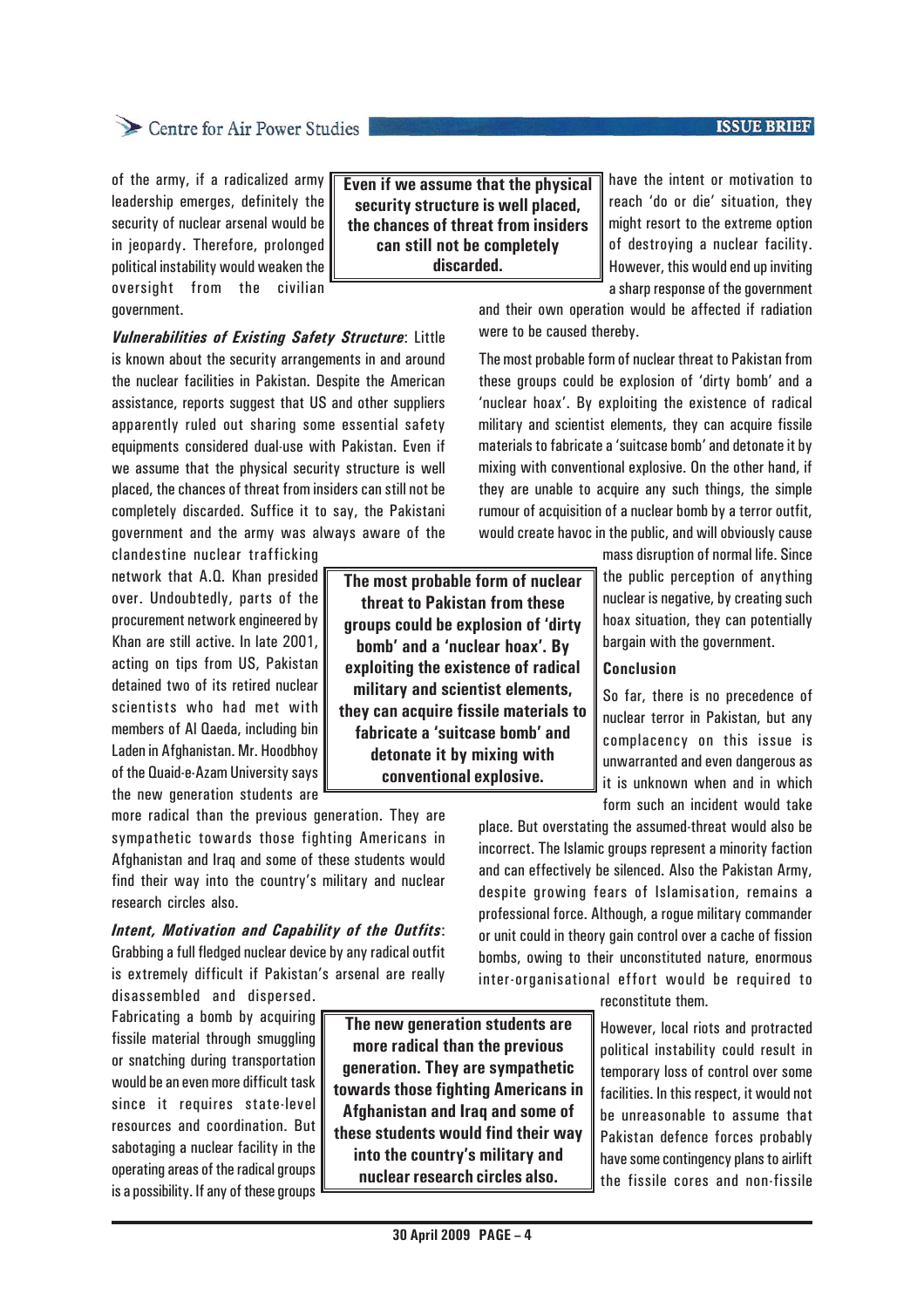of the army, if a radicalized army leadership emerges, definitely the security of nuclear arsenal would be in jeopardy. Therefore, prolonged political instability would weaken the oversight from the civilian government.

***Vulnerabilities of Existing Safety Structure***: Little is known about the security arrangements in and around the nuclear facilities in Pakistan. Despite the American assistance, reports suggest that US and other suppliers apparently ruled out sharing some essential safety equipments considered dual-use with Pakistan. Even if we assume that the physical security structure is well placed, the chances of threat from insiders can still not be completely discarded. Suffice it to say, the Pakistani government and the army was always aware of the clandestine nuclear trafficking network that A.Q. Khan presided over. Undoubtedly, parts of the procurement network engineered by Khan are still active. In late 2001, acting on tips from US, Pakistan detained two of its retired nuclear scientists who had met with members of Al Qaeda, including bin Laden in Afghanistan. Mr. Hoodbhoy of the Quaid-e-Azam University says the new generation students are more radical than the previous generation. They are sympathetic towards those fighting Americans in Afghanistan and Iraq and some of these students would find their way into the country's military and nuclear research circles also.

***Intent, Motivation and Capability of the Outfits***: Grabbing a full fledged nuclear device by any radical outfit is extremely difficult if Pakistan's arsenal are really disassembled and dispersed. Fabricating a bomb by acquiring fissile material through smuggling or snatching during transportation would be an even more difficult task since it requires state-level resources and coordination. But sabotaging a nuclear facility in the operating areas of the radical groups is a possibility. If any of these groups have the intent or motivation to reach 'do or die' situation, they might resort to the extreme option of destroying a nuclear facility. However, this would end up inviting a sharp response of the government and their own operation would be affected if radiation were to be caused thereby.

The most probable form of nuclear threat to Pakistan from these groups could be explosion of 'dirty bomb' and a 'nuclear hoax'. By exploiting the existence of radical military and scientist elements, they can acquire fissile materials to fabricate a 'suitcase bomb' and detonate it by mixing with conventional explosive. On the other hand, if they are unable to acquire any such things, the simple rumour of acquisition of a nuclear bomb by a terror outfit, would create havoc in the public, and will obviously cause mass disruption of normal life. Since the public perception of anything nuclear is negative, by creating such hoax situation, they can potentially bargain with the government.

**Conclusion**

So far, there is no precedence of nuclear terror in Pakistan, but any complacency on this issue is unwarranted and even dangerous as it is unknown when and in which form such an incident would take place. But overstating the assumed-threat would also be incorrect. The Islamic groups represent a minority faction and can effectively be silenced. Also the Pakistan Army, despite growing fears of Islamisation, remains a professional force. Although, a rogue military commander or unit could in theory gain control over a cache of fission bombs, owing to their unconstituted nature, enormous inter-organisational effort would be required to reconstitute them.

However, local riots and protracted political instability could result in temporary loss of control over some facilities. In this respect, it would not be unreasonable to assume that Pakistan defence forces probably have some contingency plans to airlift the fissile cores and non-fissile

> **Even if we assume that the physical security structure is well placed, the chances of threat from insiders can still not be completely discarded.**

> **The most probable form of nuclear threat to Pakistan from these groups could be explosion of 'dirty bomb' and a 'nuclear hoax'. By exploiting the existence of radical military and scientist elements, they can acquire fissile materials to fabricate a 'suitcase bomb' and detonate it by mixing with conventional explosive.**

> **The new generation students are more radical than the previous generation. They are sympathetic towards those fighting Americans in Afghanistan and Iraq and some of these students would find their way into the country's military and nuclear research circles also.**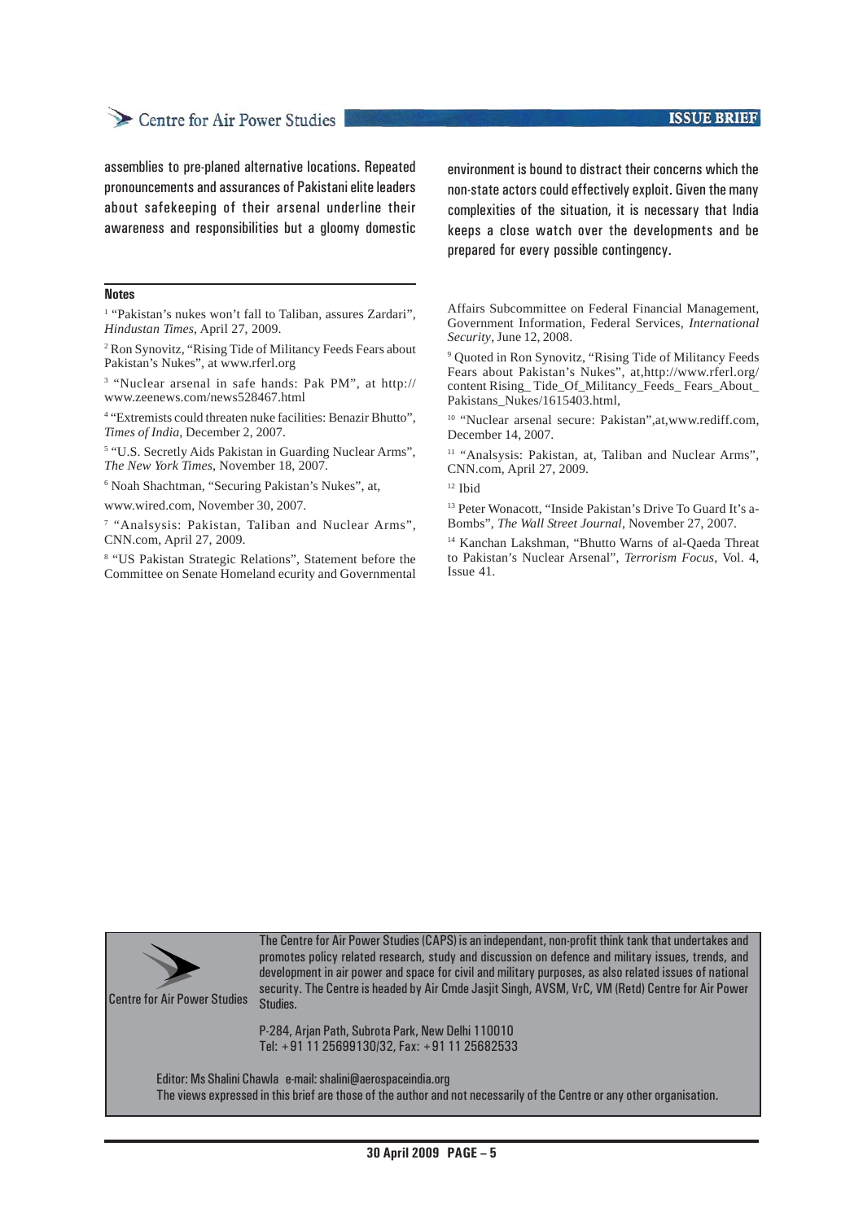assemblies to pre-planed alternative locations. Repeated pronouncements and assurances of Pakistani elite leaders about safekeeping of their arsenal underline their awareness and responsibilities but a gloomy domestic environment is bound to distract their concerns which the non-state actors could effectively exploit. Given the many complexities of the situation, it is necessary that India keeps a close watch over the developments and be prepared for every possible contingency.

**Notes**

[1] "Pakistan's nukes won't fall to Taliban, assures Zardari", *Hindustan Times*, April 27, 2009.

[2] Ron Synovitz, "Rising Tide of Militancy Feeds Fears about Pakistan's Nukes", at www.rferl.org

[3] "Nuclear arsenal in safe hands: Pak PM", at http://www.zeenews.com/news528467.html

[4] "Extremists could threaten nuke facilities: Benazir Bhutto", *Times of India*, December 2, 2007.

[5] "U.S. Secretly Aids Pakistan in Guarding Nuclear Arms", *The New York Times*, November 18, 2007.

[6] Noah Shachtman, "Securing Pakistan's Nukes", at, www.wired.com, November 30, 2007.

[7] "Analsysis: Pakistan, Taliban and Nuclear Arms", CNN.com, April 27, 2009.

[8] "US Pakistan Strategic Relations", Statement before the Committee on Senate Homeland ecurity and Governmental Affairs Subcommittee on Federal Financial Management, Government Information, Federal Services, *International Security*, June 12, 2008.

[9] Quoted in Ron Synovitz, "Rising Tide of Militancy Feeds Fears about Pakistan's Nukes", at,http://www.rferl.org/content Rising_ Tide_Of_Militancy_Feeds_ Fears_About_ Pakistans_Nukes/1615403.html,

[10] "Nuclear arsenal secure: Pakistan",at,www.rediff.com, December 14, 2007.

[11] "Analsysis: Pakistan, at, Taliban and Nuclear Arms", CNN.com, April 27, 2009.

[12] Ibid

[13] Peter Wonacott, "Inside Pakistan's Drive To Guard It's a-Bombs", *The Wall Street Journal*, November 27, 2007.

[14] Kanchan Lakshman, "Bhutto Warns of al-Qaeda Threat to Pakistan's Nuclear Arsenal", *Terrorism Focus*, Vol. 4, Issue 41.

Centre for Air Power Studies

The Centre for Air Power Studies (CAPS) is an independant, non-profit think tank that undertakes and promotes policy related research, study and discussion on defence and military issues, trends, and development in air power and space for civil and military purposes, as also related issues of national security. The Centre is headed by Air Cmde Jasjit Singh, AVSM, VrC, VM (Retd) Centre for Air Power Studies.

P-284, Arjan Path, Subrota Park, New Delhi 110010
Tel: +91 11 25699130/32, Fax: +91 11 25682533

Editor: Ms Shalini Chawla e-mail: shalini@aerospaceindia.org
The views expressed in this brief are those of the author and not necessarily of the Centre or any other organisation.